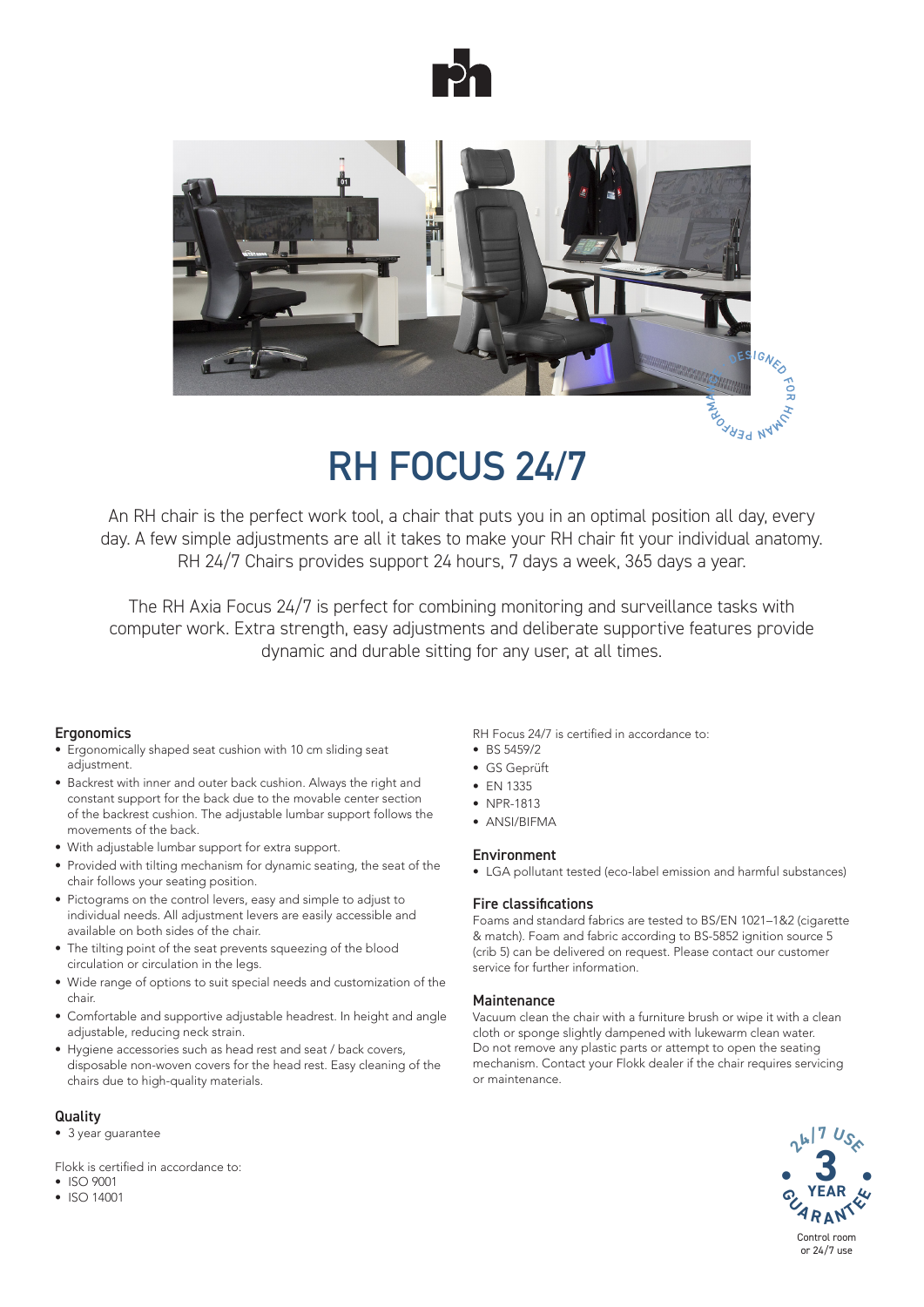# RH FOCUS 24/7

An RH chair is the perfect work tool, a chair that puts you in an optimal position all day, every day. A few simple adjustments are all it takes to make your RH chair fit your individual anatomy. RH 24/7 Chairs provides support 24 hours, 7 days a week, 365 days a year.

The RH Axia Focus 24/7 is perfect for combining monitoring and surveillance tasks with computer work. Extra strength, easy adjustments and deliberate supportive features provide dynamic and durable sitting for any user, at all times.

### Ergonomics

- Ergonomically shaped seat cushion with 10 cm sliding seat adjustment.
- Backrest with inner and outer back cushion. Always the right and constant support for the back due to the movable center section of the backrest cushion. The adjustable lumbar support follows the movements of the back.
- With adjustable lumbar support for extra support.
- Provided with tilting mechanism for dynamic seating, the seat of the chair follows your seating position.
- Pictograms on the control levers, easy and simple to adjust to individual needs. All adjustment levers are easily accessible and available on both sides of the chair.
- The tilting point of the seat prevents squeezing of the blood circulation or circulation in the legs.
- Wide range of options to suit special needs and customization of the chair.
- Comfortable and supportive adjustable headrest. In height and angle adjustable, reducing neck strain.
- Hygiene accessories such as head rest and seat / back covers, disposable non-woven covers for the head rest. Easy cleaning of the chairs due to high-quality materials.

### Quality

- 3 year guarantee

Flokk is certified in accordance to:

- ISO 9001
- ISO 14001

RH Focus 24/7 is certified in accordance to:

- BS 5459/2
- GS Geprüft
- EN 1335
- NPR-1813
- ANSI/BIFMA

### Environment

- LGA pollutant tested (eco-label emission and harmful substances)

### Fire classifications

Foams and standard fabrics are tested to BS/EN 1021–1&2 (cigarette & match). Foam and fabric according to BS-5852 ignition source 5 (crib 5) can be delivered on request. Please contact our customer service for further information.

### Maintenance

Vacuum clean the chair with a furniture brush or wipe it with a clean cloth or sponge slightly dampened with lukewarm clean water. Do not remove any plastic parts or attempt to open the seating mechanism. Contact your Flokk dealer if the chair requires servicing or maintenance.

24/7 USE 3 YEAR GUARANTEE

Control room or 24/7 use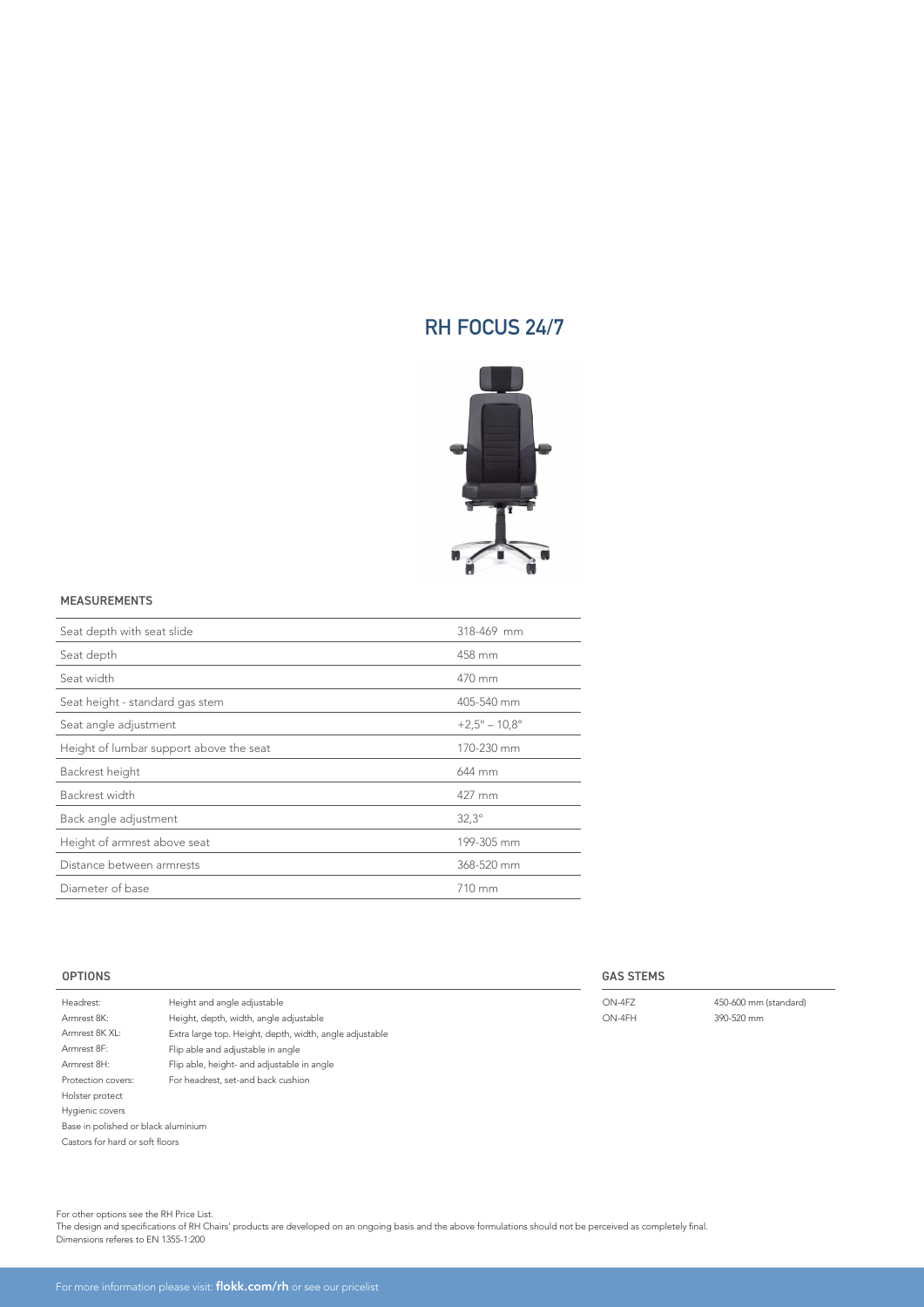# RH FOCUS 24/7

## MEASUREMENTS

| | |
|---|---|
| Seat depth with seat slide | 318-469 mm |
| Seat depth | 458 mm |
| Seat width | 470 mm |
| Seat height - standard gas stem | 405-540 mm |
| Seat angle adjustment | +2,5° – 10,8° |
| Height of lumbar support above the seat | 170-230 mm |
| Backrest height | 644 mm |
| Backrest width | 427 mm |
| Back angle adjustment | 32,3° |
| Height of armrest above seat | 199-305 mm |
| Distance between armrests | 368-520 mm |
| Diameter of base | 710 mm |

## OPTIONS

| | |
|---|---|
| Headrest: | Height and angle adjustable |
| Armrest 8K: | Height, depth, width, angle adjustable |
| Armrest 8K XL: | Extra large top. Height, depth, width, angle adjustable |
| Armrest 8F: | Flip able and adjustable in angle |
| Armrest 8H: | Flip able, height- and adjustable in angle |
| Protection covers: | For headrest, set-and back cushion |

Holster protect

Hygienic covers

Base in polished or black aluminium

Castors for hard or soft floors

## GAS STEMS

| | |
|---|---|
| ON-4FZ | 450-600 mm (standard) |
| ON-4FH | 390-520 mm |

For other options see the RH Price List.
The design and specifications of RH Chairs' products are developed on an ongoing basis and the above formulations should not be perceived as completely final.
Dimensions referes to EN 1355-1:200

For more information please visit: **flokk.com/rh** or see our pricelist